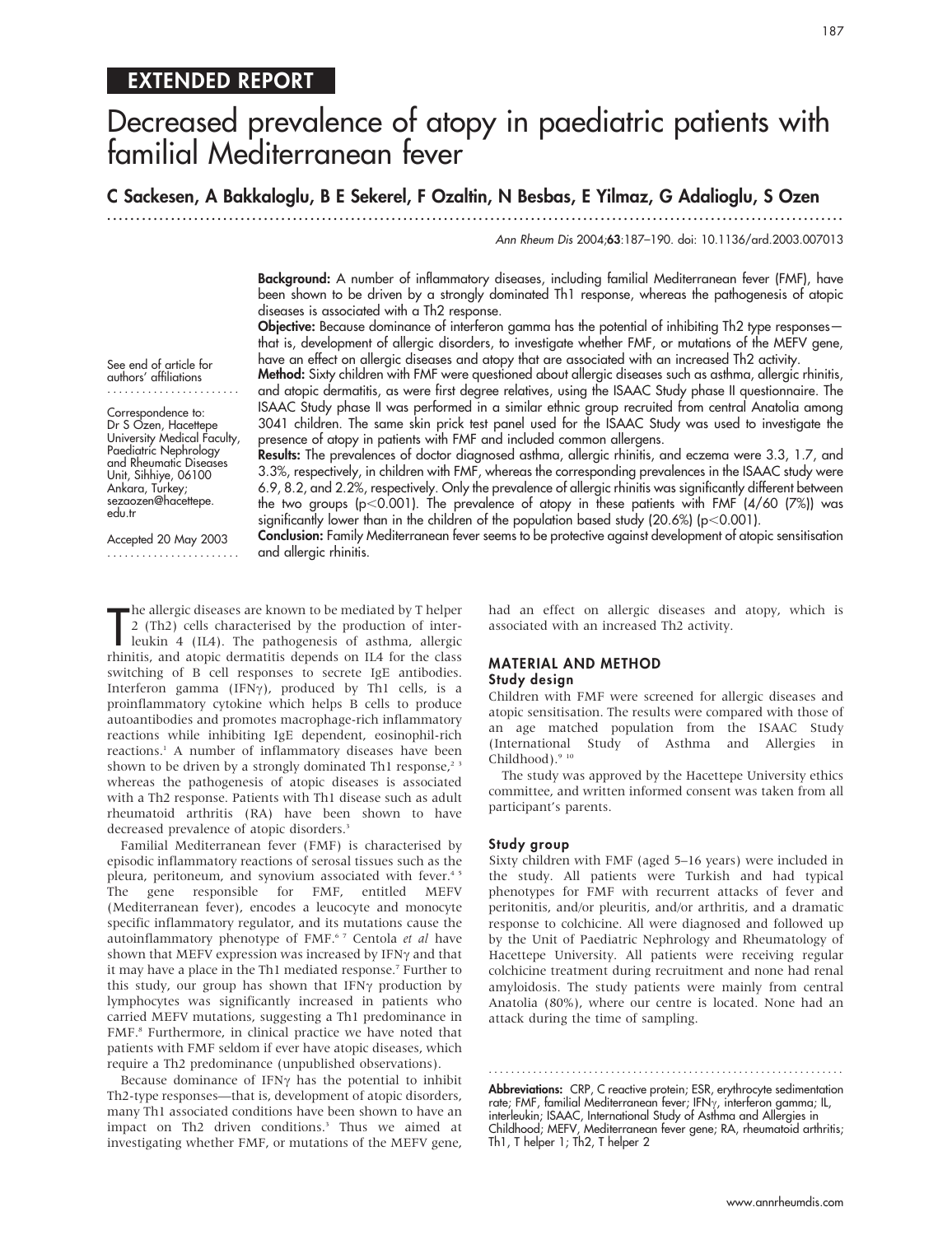EXTENDED REPORT

# Decreased prevalence of atopy in paediatric patients with familial Mediterranean fever

**C Sackesen, A Bakkaloglu, B E Sekerel, F Ozaltin, N Besbas, E Yilmaz, G Adalioglu, S Ozen**

See end of article for authors' affiliations

Correspondence to: Dr S Ozen, Hacettepe University Medical Faculty, Paediatric Nephrology and Rheumatic Diseases Unit, Sihhiye, 06100 Ankara, Turkey; sezaozen@hacettepe.edu.tr

Accepted 20 May 2003

**Background:** A number of inflammatory diseases, including familial Mediterranean fever (FMF), have been shown to be driven by a strongly dominated Th1 response, whereas the pathogenesis of atopic diseases is associated with a Th2 response.

**Objective:** Because dominance of interferon gamma has the potential of inhibiting Th2 type responses—that is, development of allergic disorders, to investigate whether FMF, or mutations of the MEFV gene, have an effect on allergic diseases and atopy that are associated with an increased Th2 activity.

**Method:** Sixty children with FMF were questioned about allergic diseases such as asthma, allergic rhinitis, and atopic dermatitis, as were first degree relatives, using the ISAAC Study phase II questionnaire. The ISAAC Study phase II was performed in a similar ethnic group recruited from central Anatolia among 3041 children. The same skin prick test panel used for the ISAAC Study was used to investigate the presence of atopy in patients with FMF and included common allergens.

**Results:** The prevalences of doctor diagnosed asthma, allergic rhinitis, and eczema were 3.3, 1.7, and 3.3%, respectively, in children with FMF, whereas the corresponding prevalences in the ISAAC study were 6.9, 8.2, and 2.2%, respectively. Only the prevalence of allergic rhinitis was significantly different between the two groups ($p<0.001$). The prevalence of atopy in these patients with FMF (4/60 (7%)) was significantly lower than in the children of the population based study (20.6%) ($p<0.001$).

**Conclusion:** Family Mediterranean fever seems to be protective against development of atopic sensitisation and allergic rhinitis.

The allergic diseases are known to be mediated by T helper 2 (Th2) cells characterised by the production of interleukin 4 (IL4). The pathogenesis of asthma, allergic rhinitis, and atopic dermatitis depends on IL4 for the class switching of B cell responses to secrete IgE antibodies. Interferon gamma (IFN$\gamma$), produced by Th1 cells, is a proinflammatory cytokine which helps B cells to produce autoantibodies and promotes macrophage-rich inflammatory reactions while inhibiting IgE dependent, eosinophil-rich reactions.[1] A number of inflammatory diseases have been shown to be driven by a strongly dominated Th1 response,[2,3] whereas the pathogenesis of atopic diseases is associated with a Th2 response. Patients with Th1 disease such as adult rheumatoid arthritis (RA) have been shown to have decreased prevalence of atopic disorders.[3]

Familial Mediterranean fever (FMF) is characterised by episodic inflammatory reactions of serosal tissues such as the pleura, peritoneum, and synovium associated with fever.[4,5] The gene responsible for FMF, entitled MEFV (Mediterranean fever), encodes a leucocyte and monocyte specific inflammatory regulator, and its mutations cause the autoinflammatory phenotype of FMF.[6,7] Centola *et al* have shown that MEFV expression was increased by IFN$\gamma$ and that it may have a place in the Th1 mediated response.[7] Further to this study, our group has shown that IFN$\gamma$ production by lymphocytes was significantly increased in patients who carried MEFV mutations, suggesting a Th1 predominance in FMF.[8] Furthermore, in clinical practice we have noted that patients with FMF seldom if ever have atopic diseases, which require a Th2 predominance (unpublished observations).

Because dominance of IFN$\gamma$ has the potential to inhibit Th2-type responses—that is, development of atopic disorders, many Th1 associated conditions have been shown to have an impact on Th2 driven conditions.[3] Thus we aimed at investigating whether FMF, or mutations of the MEFV gene, had an effect on allergic diseases and atopy, which is associated with an increased Th2 activity.

## MATERIAL AND METHOD

### Study design

Children with FMF were screened for allergic diseases and atopic sensitisation. The results were compared with those of an age matched population from the ISAAC Study (International Study of Asthma and Allergies in Childhood).[9,10]

The study was approved by the Hacettepe University ethics committee, and written informed consent was taken from all participant's parents.

### Study group

Sixty children with FMF (aged 5–16 years) were included in the study. All patients were Turkish and had typical phenotypes for FMF with recurrent attacks of fever and peritonitis, and/or pleuritis, and/or arthritis, and a dramatic response to colchicine. All were diagnosed and followed up by the Unit of Paediatric Nephrology and Rheumatology of Hacettepe University. All patients were receiving regular colchicine treatment during recruitment and none had renal amyloidosis. The study patients were mainly from central Anatolia (80%), where our centre is located. None had an attack during the time of sampling.

**Abbreviations:** CRP, C reactive protein; ESR, erythrocyte sedimentation rate; FMF, familial Mediterranean fever; IFN$\gamma$, interferon gamma; IL, interleukin; ISAAC, International Study of Asthma and Allergies in Childhood; MEFV, Mediterranean fever gene; RA, rheumatoid arthritis; Th1, T helper 1; Th2, T helper 2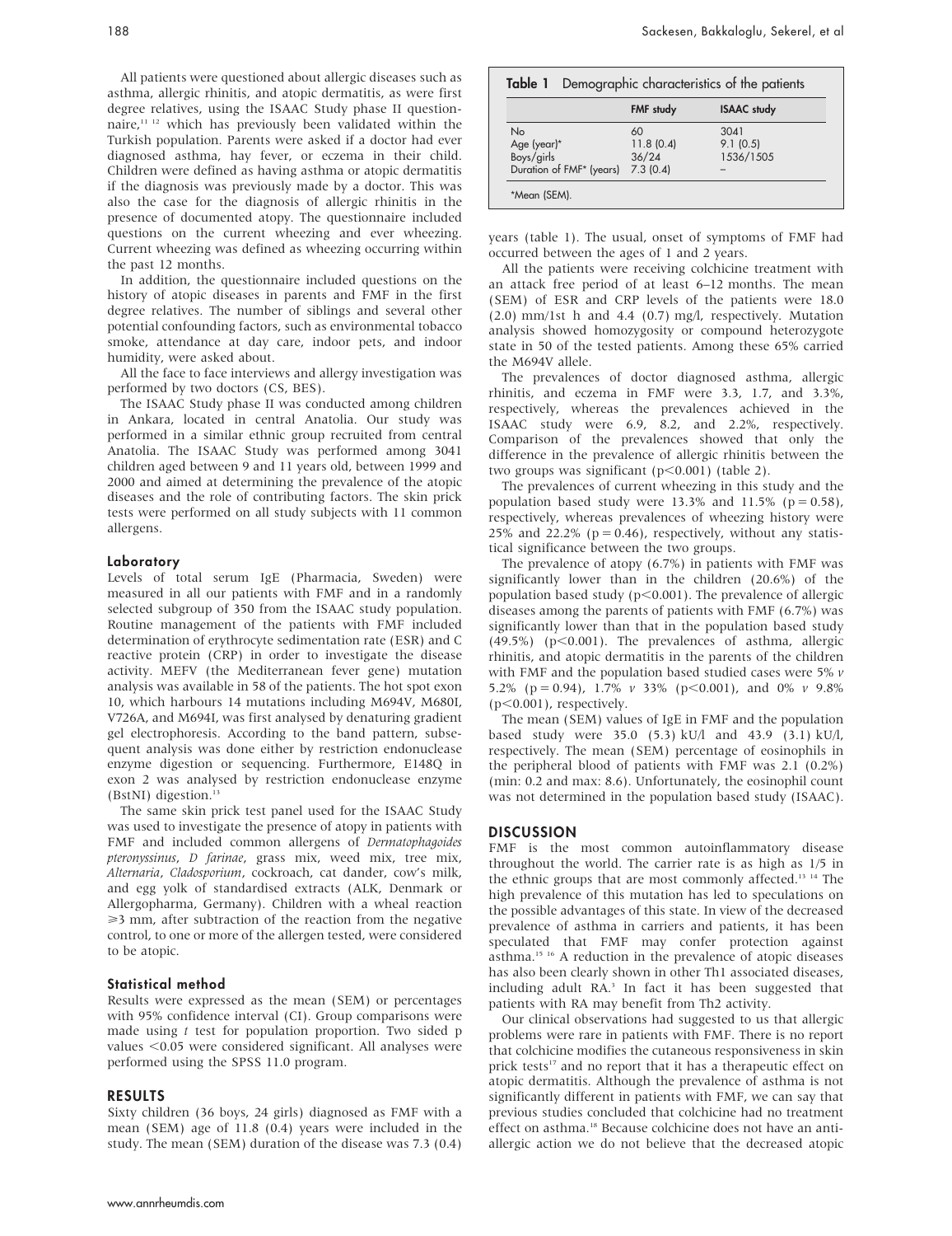All patients were questioned about allergic diseases such as asthma, allergic rhinitis, and atopic dermatitis, as were first degree relatives, using the ISAAC Study phase II questionnaire,[11 12] which has previously been validated within the Turkish population. Parents were asked if a doctor had ever diagnosed asthma, hay fever, or eczema in their child. Children were defined as having asthma or atopic dermatitis if the diagnosis was previously made by a doctor. This was also the case for the diagnosis of allergic rhinitis in the presence of documented atopy. The questionnaire included questions on the current wheezing and ever wheezing. Current wheezing was defined as wheezing occurring within the past 12 months.

In addition, the questionnaire included questions on the history of atopic diseases in parents and FMF in the first degree relatives. The number of siblings and several other potential confounding factors, such as environmental tobacco smoke, attendance at day care, indoor pets, and indoor humidity, were asked about.

All the face to face interviews and allergy investigation was performed by two doctors (CS, BES).

The ISAAC Study phase II was conducted among children in Ankara, located in central Anatolia. Our study was performed in a similar ethnic group recruited from central Anatolia. The ISAAC Study was performed among 3041 children aged between 9 and 11 years old, between 1999 and 2000 and aimed at determining the prevalence of the atopic diseases and the role of contributing factors. The skin prick tests were performed on all study subjects with 11 common allergens.

### Laboratory

Levels of total serum IgE (Pharmacia, Sweden) were measured in all our patients with FMF and in a randomly selected subgroup of 350 from the ISAAC study population. Routine management of the patients with FMF included determination of erythrocyte sedimentation rate (ESR) and C reactive protein (CRP) in order to investigate the disease activity. MEFV (the Mediterranean fever gene) mutation analysis was available in 58 of the patients. The hot spot exon 10, which harbours 14 mutations including M694V, M680I, V726A, and M694I, was first analysed by denaturing gradient gel electrophoresis. According to the band pattern, subsequent analysis was done either by restriction endonuclease enzyme digestion or sequencing. Furthermore, E148Q in exon 2 was analysed by restriction endonuclease enzyme (BstNI) digestion.[13]

The same skin prick test panel used for the ISAAC Study was used to investigate the presence of atopy in patients with FMF and included common allergens of *Dermatophagoides pteronyssinus*, *D farinae*, grass mix, weed mix, tree mix, *Alternaria*, *Cladosporium*, cockroach, cat dander, cow's milk, and egg yolk of standardised extracts (ALK, Denmark or Allergopharma, Germany). Children with a wheal reaction $\geqslant$3 mm, after subtraction of the reaction from the negative control, to one or more of the allergen tested, were considered to be atopic.

### Statistical method

Results were expressed as the mean (SEM) or percentages with 95% confidence interval (CI). Group comparisons were made using *t* test for population proportion. Two sided p values <0.05 were considered significant. All analyses were performed using the SPSS 11.0 program.

## RESULTS

Sixty children (36 boys, 24 girls) diagnosed as FMF with a mean (SEM) age of 11.8 (0.4) years were included in the study. The mean (SEM) duration of the disease was 7.3 (0.4) years (table 1). The usual, onset of symptoms of FMF had occurred between the ages of 1 and 2 years.

**Table 1** Demographic characteristics of the patients

| | FMF study | ISAAC study |
|---|---|---|
| No | 60 | 3041 |
| Age (year)* | 11.8 (0.4) | 9.1 (0.5) |
| Boys/girls | 36/24 | 1536/1505 |
| Duration of FMF* (years) | 7.3 (0.4) | – |

*Mean (SEM).

All the patients were receiving colchicine treatment with an attack free period of at least 6–12 months. The mean (SEM) of ESR and CRP levels of the patients were 18.0 (2.0) mm/1st h and 4.4 (0.7) mg/l, respectively. Mutation analysis showed homozygosity or compound heterozygote state in 50 of the tested patients. Among these 65% carried the M694V allele.

The prevalences of doctor diagnosed asthma, allergic rhinitis, and eczema in FMF were 3.3, 1.7, and 3.3%, respectively, whereas the prevalences achieved in the ISAAC study were 6.9, 8.2, and 2.2%, respectively. Comparison of the prevalences showed that only the difference in the prevalence of allergic rhinitis between the two groups was significant ($p<0.001$) (table 2).

The prevalences of current wheezing in this study and the population based study were 13.3% and 11.5% ($p = 0.58$), respectively, whereas prevalences of wheezing history were 25% and 22.2% ($p = 0.46$), respectively, without any statistical significance between the two groups.

The prevalence of atopy (6.7%) in patients with FMF was significantly lower than in the children (20.6%) of the population based study ($p<0.001$). The prevalence of allergic diseases among the parents of patients with FMF (6.7%) was significantly lower than that in the population based study (49.5%) ($p<0.001$). The prevalences of asthma, allergic rhinitis, and atopic dermatitis in the parents of the children with FMF and the population based studied cases were 5% *v* 5.2% ($p = 0.94$), 1.7% *v* 33% ($p<0.001$), and 0% *v* 9.8% ($p<0.001$), respectively.

The mean (SEM) values of IgE in FMF and the population based study were 35.0 (5.3) kU/l and 43.9 (3.1) kU/l, respectively. The mean (SEM) percentage of eosinophils in the peripheral blood of patients with FMF was 2.1 (0.2%) (min: 0.2 and max: 8.6). Unfortunately, the eosinophil count was not determined in the population based study (ISAAC).

## DISCUSSION

FMF is the most common autoinflammatory disease throughout the world. The carrier rate is as high as 1/5 in the ethnic groups that are most commonly affected.[13 14] The high prevalence of this mutation has led to speculations on the possible advantages of this state. In view of the decreased prevalence of asthma in carriers and patients, it has been speculated that FMF may confer protection against asthma.[15 16] A reduction in the prevalence of atopic diseases has also been clearly shown in other Th1 associated diseases, including adult RA.[3] In fact it has been suggested that patients with RA may benefit from Th2 activity.

Our clinical observations had suggested to us that allergic problems were rare in patients with FMF. There is no report that colchicine modifies the cutaneous responsiveness in skin prick tests[17] and no report that it has a therapeutic effect on atopic dermatitis. Although the prevalence of asthma is not significantly different in patients with FMF, we can say that previous studies concluded that colchicine had no treatment effect on asthma.[18] Because colchicine does not have an anti-allergic action we do not believe that the decreased atopic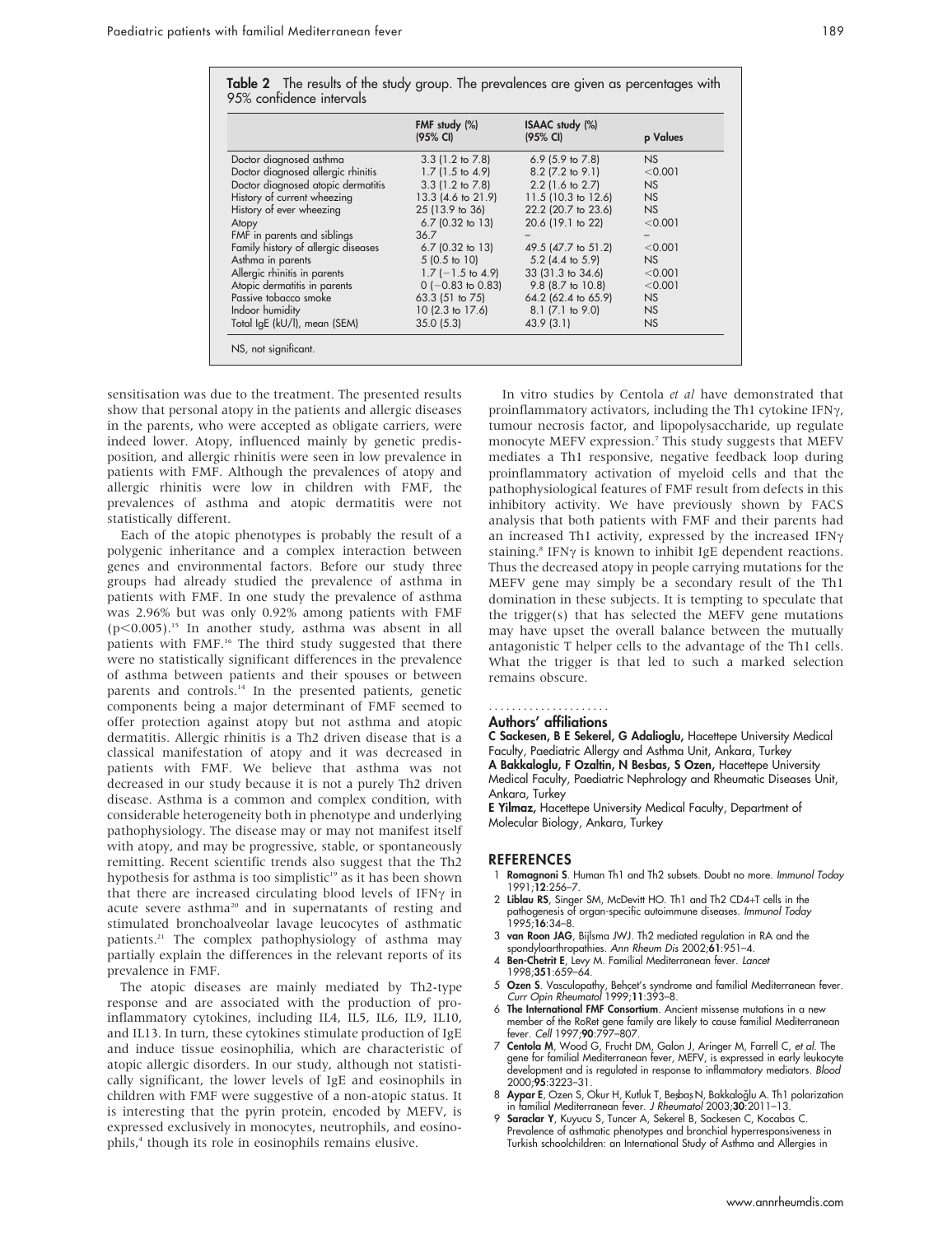**Table 2** The results of the study group. The prevalences are given as percentages with 95% confidence intervals

|  | FMF study (%) (95% CI) | ISAAC study (%) (95% CI) | p Values |
|---|---|---|---|
| Doctor diagnosed asthma | 3.3 (1.2 to 7.8) | 6.9 (5.9 to 7.8) | NS |
| Doctor diagnosed allergic rhinitis | 1.7 (1.5 to 4.9) | 8.2 (7.2 to 9.1) | <0.001 |
| Doctor diagnosed atopic dermatitis | 3.3 (1.2 to 7.8) | 2.2 (1.6 to 2.7) | NS |
| History of current wheezing | 13.3 (4.6 to 21.9) | 11.5 (10.3 to 12.6) | NS |
| History of ever wheezing | 25 (13.9 to 36) | 22.2 (20.7 to 23.6) | NS |
| Atopy | 6.7 (0.32 to 13) | 20.6 (19.1 to 22) | <0.001 |
| FMF in parents and siblings | 36.7 | – | – |
| Family history of allergic diseases | 6.7 (0.32 to 13) | 49.5 (47.7 to 51.2) | <0.001 |
| Asthma in parents | 5 (0.5 to 10) | 5.2 (4.4 to 5.9) | NS |
| Allergic rhinitis in parents | 1.7 (−1.5 to 4.9) | 33 (31.3 to 34.6) | <0.001 |
| Atopic dermatitis in parents | 0 (−0.83 to 0.83) | 9.8 (8.7 to 10.8) | <0.001 |
| Passive tobacco smoke | 63.3 (51 to 75) | 64.2 (62.4 to 65.9) | NS |
| Indoor humidity | 10 (2.3 to 17.6) | 8.1 (7.1 to 9.0) | NS |
| Total IgE (kU/l), mean (SEM) | 35.0 (5.3) | 43.9 (3.1) | NS |

NS, not significant.

sensitisation was due to the treatment. The presented results show that personal atopy in the patients and allergic diseases in the parents, who were accepted as obligate carriers, were indeed lower. Atopy, influenced mainly by genetic predisposition, and allergic rhinitis were seen in low prevalence in patients with FMF. Although the prevalences of atopy and allergic rhinitis were low in children with FMF, the prevalences of asthma and atopic dermatitis were not statistically different.

Each of the atopic phenotypes is probably the result of a polygenic inheritance and a complex interaction between genes and environmental factors. Before our study three groups had already studied the prevalence of asthma in patients with FMF. In one study the prevalence of asthma was 2.96% but was only 0.92% among patients with FMF ($p<0.005$).[15] In another study, asthma was absent in all patients with FMF.[16] The third study suggested that there were no statistically significant differences in the prevalence of asthma between patients and their spouses or between parents and controls.[14] In the presented patients, genetic components being a major determinant of FMF seemed to offer protection against atopy but not asthma and atopic dermatitis. Allergic rhinitis is a Th2 driven disease that is a classical manifestation of atopy and it was decreased in patients with FMF. We believe that asthma was not decreased in our study because it is not a purely Th2 driven disease. Asthma is a common and complex condition, with considerable heterogeneity both in phenotype and underlying pathophysiology. The disease may or may not manifest itself with atopy, and may be progressive, stable, or spontaneously remitting. Recent scientific trends also suggest that the Th2 hypothesis for asthma is too simplistic[19] as it has been shown that there are increased circulating blood levels of IFN$\gamma$ in acute severe asthma[20] and in supernatants of resting and stimulated bronchoalveolar lavage leucocytes of asthmatic patients.[21] The complex pathophysiology of asthma may partially explain the differences in the relevant reports of its prevalence in FMF.

The atopic diseases are mainly mediated by Th2-type response and are associated with the production of proinflammatory cytokines, including IL4, IL5, IL6, IL9, IL10, and IL13. In turn, these cytokines stimulate production of IgE and induce tissue eosinophilia, which are characteristic of atopic allergic disorders. In our study, although not statistically significant, the lower levels of IgE and eosinophils in children with FMF were suggestive of a non-atopic status. It is interesting that the pyrin protein, encoded by MEFV, is expressed exclusively in monocytes, neutrophils, and eosinophils,[4] though its role in eosinophils remains elusive.

In vitro studies by Centola *et al* have demonstrated that proinflammatory activators, including the Th1 cytokine IFN$\gamma$, tumour necrosis factor, and lipopolysaccharide, up regulate monocyte MEFV expression.[7] This study suggests that MEFV mediates a Th1 responsive, negative feedback loop during proinflammatory activation of myeloid cells and that the pathophysiological features of FMF result from defects in this inhibitory activity. We have previously shown by FACS analysis that both patients with FMF and their parents had an increased Th1 activity, expressed by the increased IFN$\gamma$ staining.[8] IFN$\gamma$ is known to inhibit IgE dependent reactions. Thus the decreased atopy in people carrying mutations for the MEFV gene may simply be a secondary result of the Th1 domination in these subjects. It is tempting to speculate that the trigger(s) that has selected the MEFV gene mutations may have upset the overall balance between the mutually antagonistic T helper cells to the advantage of the Th1 cells. What the trigger is that led to such a marked selection remains obscure.

## Authors' affiliations

**C Sackesen, B E Sekerel, G Adalioglu,** Hacettepe University Medical Faculty, Paediatric Allergy and Asthma Unit, Ankara, Turkey
**A Bakkaloglu, F Ozaltin, N Besbas, S Ozen,** Hacettepe University Medical Faculty, Paediatric Nephrology and Rheumatic Diseases Unit, Ankara, Turkey
**E Yilmaz,** Hacettepe University Medical Faculty, Department of Molecular Biology, Ankara, Turkey

## REFERENCES

1. **Romagnoni S**. Human Th1 and Th2 subsets. Doubt no more. *Immunol Today* 1991;**12**:256–7.
2. **Liblau RS**, Singer SM, McDevitt HO. Th1 and Th2 CD4+T cells in the pathogenesis of organ-specific autoimmune diseases. *Immunol Today* 1995;**16**:34–8.
3. **van Roon JAG**, Bijlsma JWJ. Th2 mediated regulation in RA and the spondyloarthropathies. *Ann Rheum Dis* 2002;**61**:951–4.
4. **Ben-Chetrit E**, Levy M. Familial Mediterranean fever. *Lancet* 1998;**351**:659–64.
5. **Ozen S**. Vasculopathy, Behçet's syndrome and familial Mediterranean fever. *Curr Opin Rheumatol* 1999;**11**:393–8.
6. **The International FMF Consortium**. Ancient missense mutations in a new member of the RoRet gene family are likely to cause familial Mediterranean fever. *Cell* 1997;**90**:797–807.
7. **Centola M**, Wood G, Frucht DM, Galon J, Aringer M, Farrell C, *et al*. The gene for familial Mediterranean fever, MEFV, is expressed in early leukocyte development and is regulated in response to inflammatory mediators. *Blood* 2000;**95**:3223–31.
8. **Aypar E**, Ozen S, Okur H, Kutluk T, Beşbaş N, Bakkaloğlu A. Th1 polarization in familial Mediterranean fever. *J Rheumatol* 2003;**30**:2011–13.
9. **Saraclar Y**, Kuyucu S, Tuncer A, Sekerel B, Sackesen C, Kocabas C. Prevalence of asthmatic phenotypes and bronchial hyperresponsiveness in Turkish schoolchildren: an International Study of Asthma and Allergies in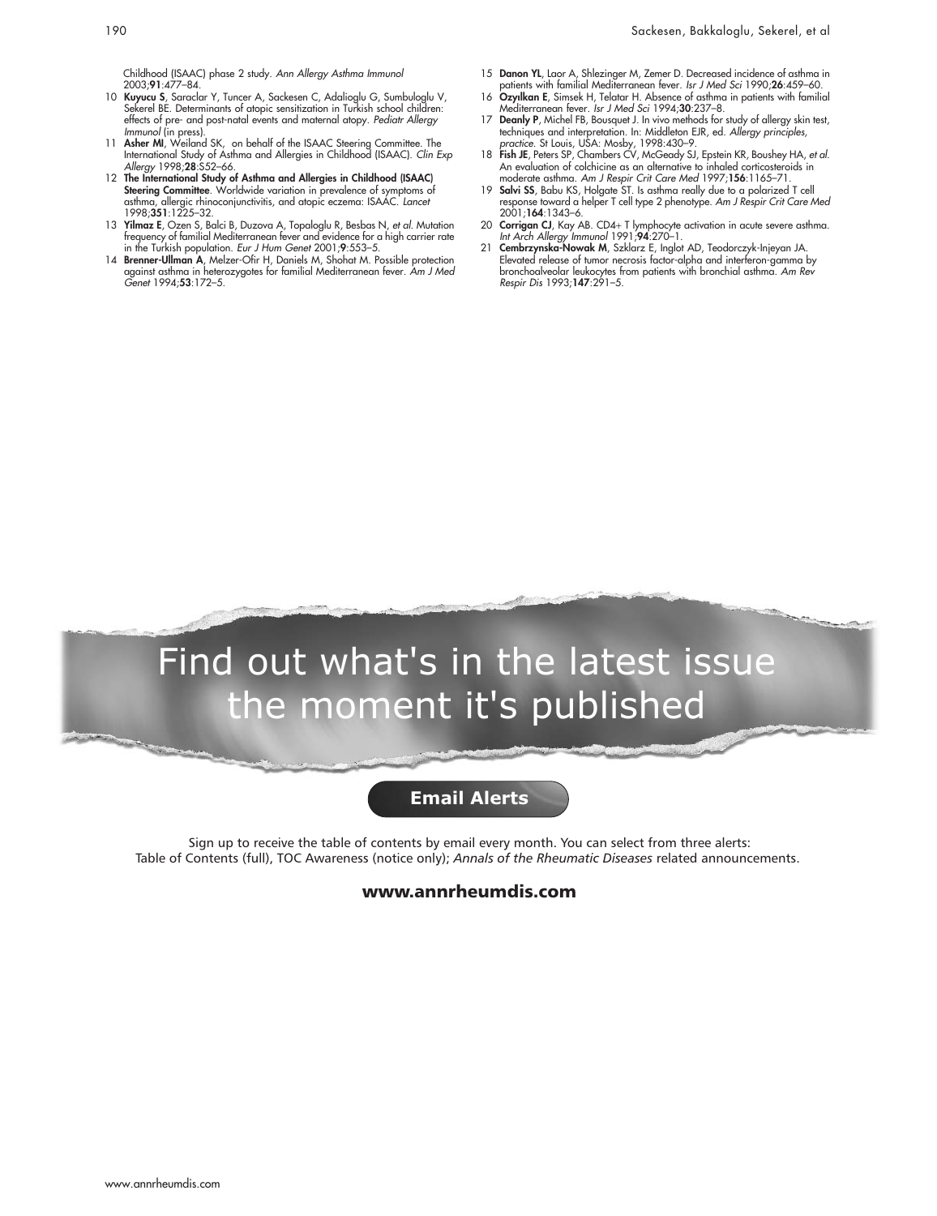Childhood (ISAAC) phase 2 study. *Ann Allergy Asthma Immunol* 2003;**91**:477–84.

10 **Kuyucu S**, Saraclar Y, Tuncer A, Sackesen C, Adalioglu G, Sumbuloglu V, Sekerel BE. Determinants of atopic sensitization in Turkish school children: effects of pre- and post-natal events and maternal atopy. *Pediatr Allergy Immunol* (in press).

11 **Asher MI**, Weiland SK, on behalf of the ISAAC Steering Committee. The International Study of Asthma and Allergies in Childhood (ISAAC). *Clin Exp Allergy* 1998;**28**:S52–66.

12 **The International Study of Asthma and Allergies in Childhood (ISAAC) Steering Committee**. Worldwide variation in prevalence of symptoms of asthma, allergic rhinoconjunctivitis, and atopic eczema: ISAAC. *Lancet* 1998;**351**:1225–32.

13 **Yilmaz E**, Ozen S, Balci B, Duzova A, Topaloglu R, Besbas N, *et al*. Mutation frequency of familial Mediterranean fever and evidence for a high carrier rate in the Turkish population. *Eur J Hum Genet* 2001;**9**:553–5.

14 **Brenner-Ullman A**, Melzer-Ofir H, Daniels M, Shohat M. Possible protection against asthma in heterozygotes for familial Mediterranean fever. *Am J Med Genet* 1994;**53**:172–5.

15 **Danon YL**, Laor A, Shlezinger M, Zemer D. Decreased incidence of asthma in patients with familial Mediterranean fever. *Isr J Med Sci* 1990;**26**:459–60.

16 **Ozyılkan E**, Simsek H, Telatar H. Absence of asthma in patients with familial Mediterranean fever. *Isr J Med Sci* 1994;**30**:237–8.

17 **Deanly P**, Michel FB, Bousquet J. In vivo methods for study of allergy skin test, techniques and interpretation. In: Middleton EJR, ed. *Allergy principles, practice.* St Louis, USA: Mosby, 1998:430–9.

18 **Fish JE**, Peters SP, Chambers CV, McGeady SJ, Epstein KR, Boushey HA, *et al.* An evaluation of colchicine as an alternative to inhaled corticosteroids in moderate asthma. *Am J Respir Crit Care Med* 1997;**156**:1165–71.

19 **Salvi SS**, Babu KS, Holgate ST. Is asthma really due to a polarized T cell response toward a helper T cell type 2 phenotype. *Am J Respir Crit Care Med* 2001;**164**:1343–6.

20 **Corrigan CJ**, Kay AB. CD4+ T lymphocyte activation in acute severe asthma. *Int Arch Allergy Immunol* 1991;**94**:270–1.

21 **Cembrzynska-Nowak M**, Szklarz E, Inglot AD, Teodorczyk-Injeyan JA. Elevated release of tumor necrosis factor-alpha and interferon-gamma by bronchoalveolar leukocytes from patients with bronchial asthma. *Am Rev Respir Dis* 1993;**147**:291–5.

Find out what's in the latest issue the moment it's published

**Email Alerts**

Sign up to receive the table of contents by email every month. You can select from three alerts: Table of Contents (full), TOC Awareness (notice only); *Annals of the Rheumatic Diseases* related announcements.

**www.annrheumdis.com**